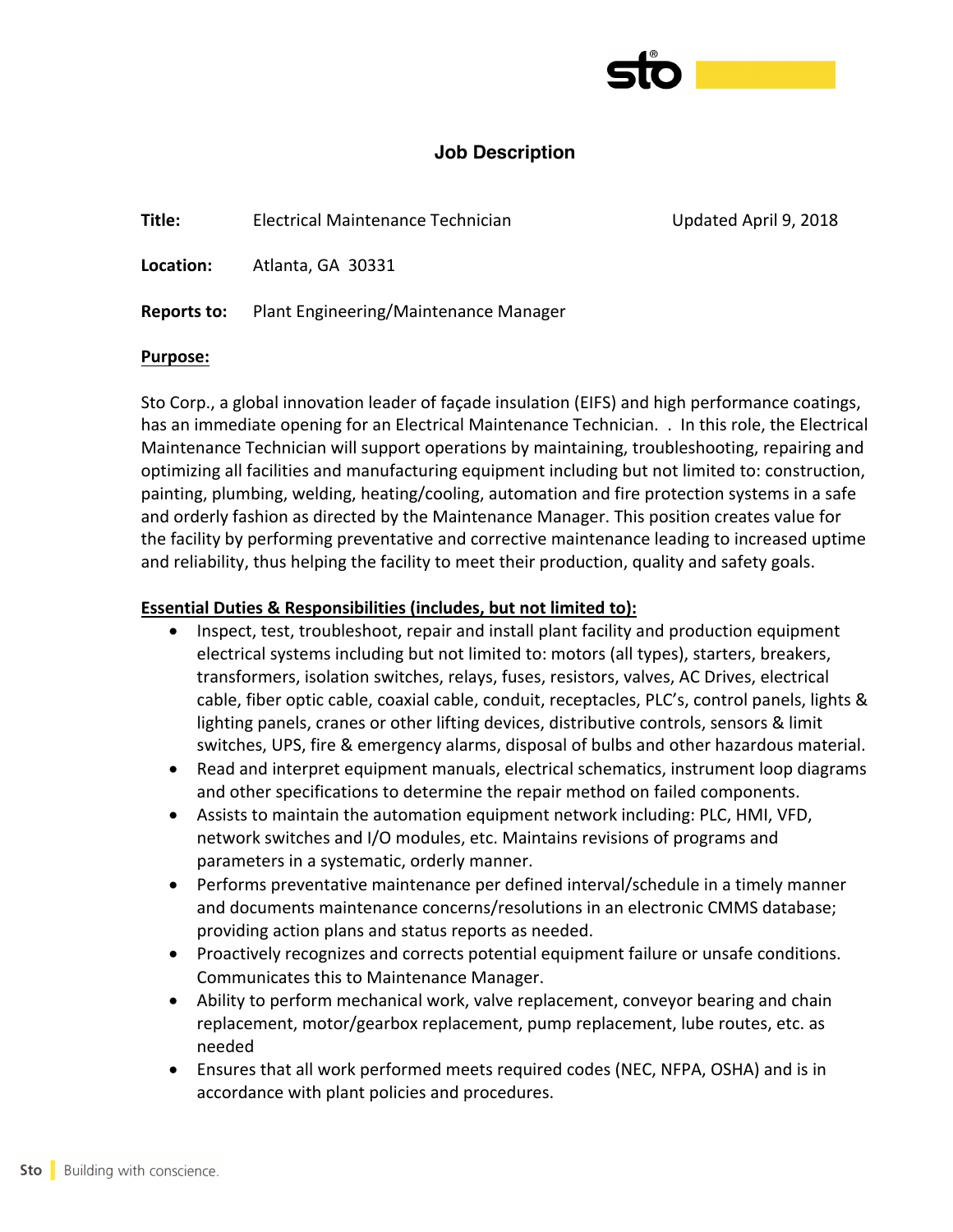# Job Description

**Title:** Electrical Maintenance Technician — Updated April 9, 2018

**Location:** Atlanta, GA 30331

**Reports to:** Plant Engineering/Maintenance Manager

**Purpose:**

Sto Corp., a global innovation leader of façade insulation (EIFS) and high performance coatings, has an immediate opening for an Electrical Maintenance Technician. . In this role, the Electrical Maintenance Technician will support operations by maintaining, troubleshooting, repairing and optimizing all facilities and manufacturing equipment including but not limited to: construction, painting, plumbing, welding, heating/cooling, automation and fire protection systems in a safe and orderly fashion as directed by the Maintenance Manager. This position creates value for the facility by performing preventative and corrective maintenance leading to increased uptime and reliability, thus helping the facility to meet their production, quality and safety goals.

**Essential Duties & Responsibilities (includes, but not limited to):**

- Inspect, test, troubleshoot, repair and install plant facility and production equipment electrical systems including but not limited to: motors (all types), starters, breakers, transformers, isolation switches, relays, fuses, resistors, valves, AC Drives, electrical cable, fiber optic cable, coaxial cable, conduit, receptacles, PLC's, control panels, lights & lighting panels, cranes or other lifting devices, distributive controls, sensors & limit switches, UPS, fire & emergency alarms, disposal of bulbs and other hazardous material.
- Read and interpret equipment manuals, electrical schematics, instrument loop diagrams and other specifications to determine the repair method on failed components.
- Assists to maintain the automation equipment network including: PLC, HMI, VFD, network switches and I/O modules, etc. Maintains revisions of programs and parameters in a systematic, orderly manner.
- Performs preventative maintenance per defined interval/schedule in a timely manner and documents maintenance concerns/resolutions in an electronic CMMS database; providing action plans and status reports as needed.
- Proactively recognizes and corrects potential equipment failure or unsafe conditions. Communicates this to Maintenance Manager.
- Ability to perform mechanical work, valve replacement, conveyor bearing and chain replacement, motor/gearbox replacement, pump replacement, lube routes, etc. as needed
- Ensures that all work performed meets required codes (NEC, NFPA, OSHA) and is in accordance with plant policies and procedures.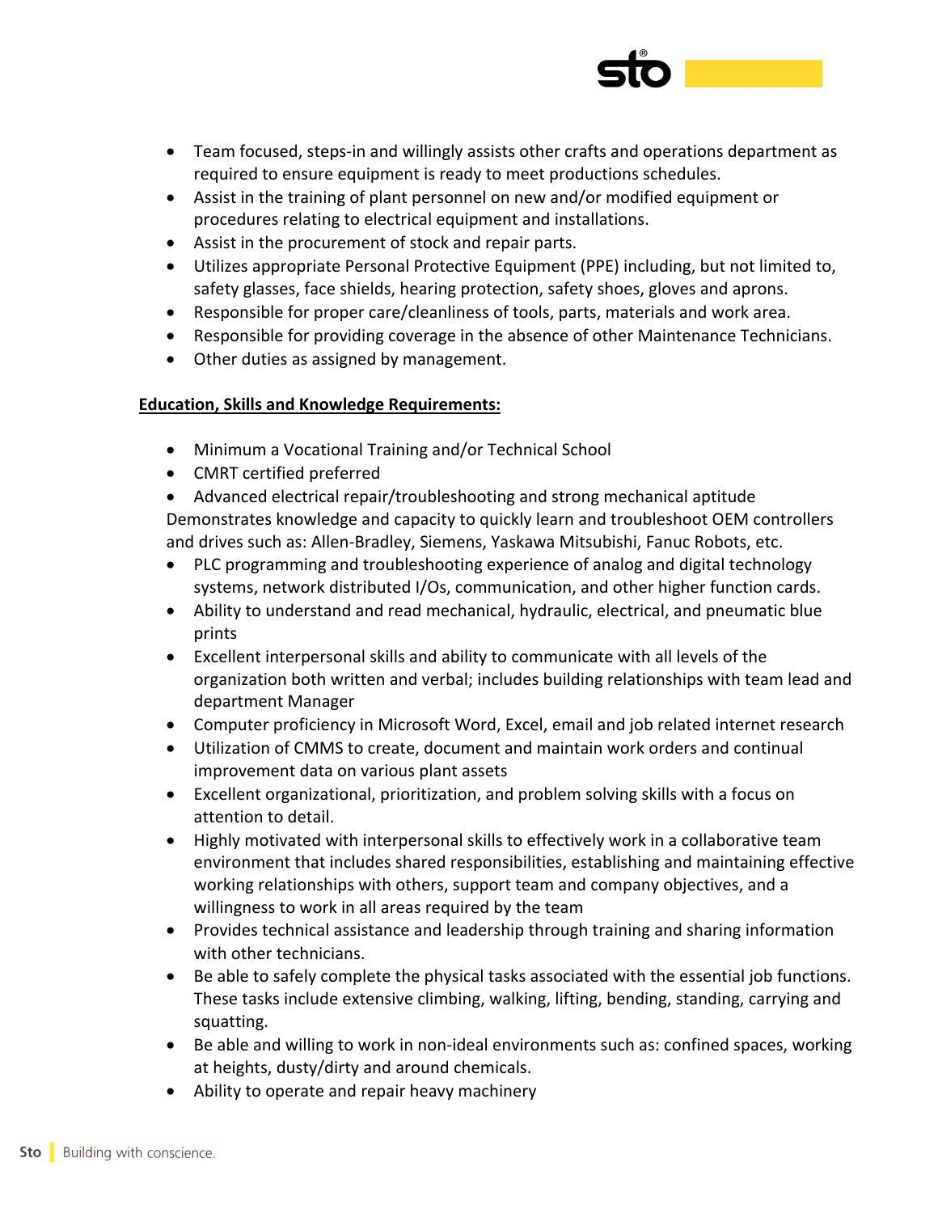- Team focused, steps-in and willingly assists other crafts and operations department as required to ensure equipment is ready to meet productions schedules.
- Assist in the training of plant personnel on new and/or modified equipment or procedures relating to electrical equipment and installations.
- Assist in the procurement of stock and repair parts.
- Utilizes appropriate Personal Protective Equipment (PPE) including, but not limited to, safety glasses, face shields, hearing protection, safety shoes, gloves and aprons.
- Responsible for proper care/cleanliness of tools, parts, materials and work area.
- Responsible for providing coverage in the absence of other Maintenance Technicians.
- Other duties as assigned by management.

**Education, Skills and Knowledge Requirements:**

- Minimum a Vocational Training and/or Technical School
- CMRT certified preferred
- Advanced electrical repair/troubleshooting and strong mechanical aptitude

Demonstrates knowledge and capacity to quickly learn and troubleshoot OEM controllers and drives such as: Allen-Bradley, Siemens, Yaskawa Mitsubishi, Fanuc Robots, etc.

- PLC programming and troubleshooting experience of analog and digital technology systems, network distributed I/Os, communication, and other higher function cards.
- Ability to understand and read mechanical, hydraulic, electrical, and pneumatic blue prints
- Excellent interpersonal skills and ability to communicate with all levels of the organization both written and verbal; includes building relationships with team lead and department Manager
- Computer proficiency in Microsoft Word, Excel, email and job related internet research
- Utilization of CMMS to create, document and maintain work orders and continual improvement data on various plant assets
- Excellent organizational, prioritization, and problem solving skills with a focus on attention to detail.
- Highly motivated with interpersonal skills to effectively work in a collaborative team environment that includes shared responsibilities, establishing and maintaining effective working relationships with others, support team and company objectives, and a willingness to work in all areas required by the team
- Provides technical assistance and leadership through training and sharing information with other technicians.
- Be able to safely complete the physical tasks associated with the essential job functions. These tasks include extensive climbing, walking, lifting, bending, standing, carrying and squatting.
- Be able and willing to work in non-ideal environments such as: confined spaces, working at heights, dusty/dirty and around chemicals.
- Ability to operate and repair heavy machinery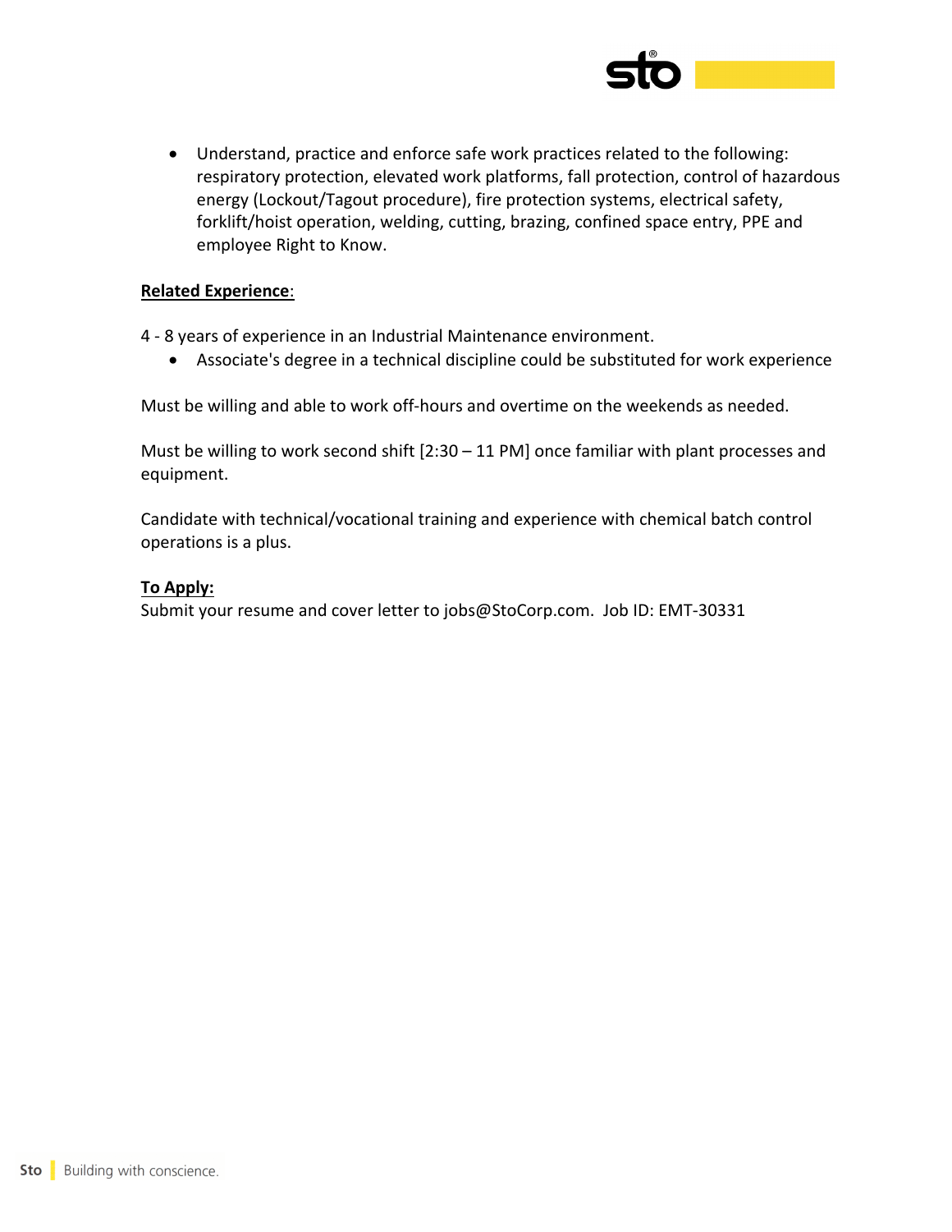- Understand, practice and enforce safe work practices related to the following: respiratory protection, elevated work platforms, fall protection, control of hazardous energy (Lockout/Tagout procedure), fire protection systems, electrical safety, forklift/hoist operation, welding, cutting, brazing, confined space entry, PPE and employee Right to Know.

**Related Experience**:

4 - 8 years of experience in an Industrial Maintenance environment.

- Associate's degree in a technical discipline could be substituted for work experience

Must be willing and able to work off-hours and overtime on the weekends as needed.

Must be willing to work second shift [2:30 – 11 PM] once familiar with plant processes and equipment.

Candidate with technical/vocational training and experience with chemical batch control operations is a plus.

**To Apply:**
Submit your resume and cover letter to jobs@StoCorp.com.  Job ID: EMT-30331